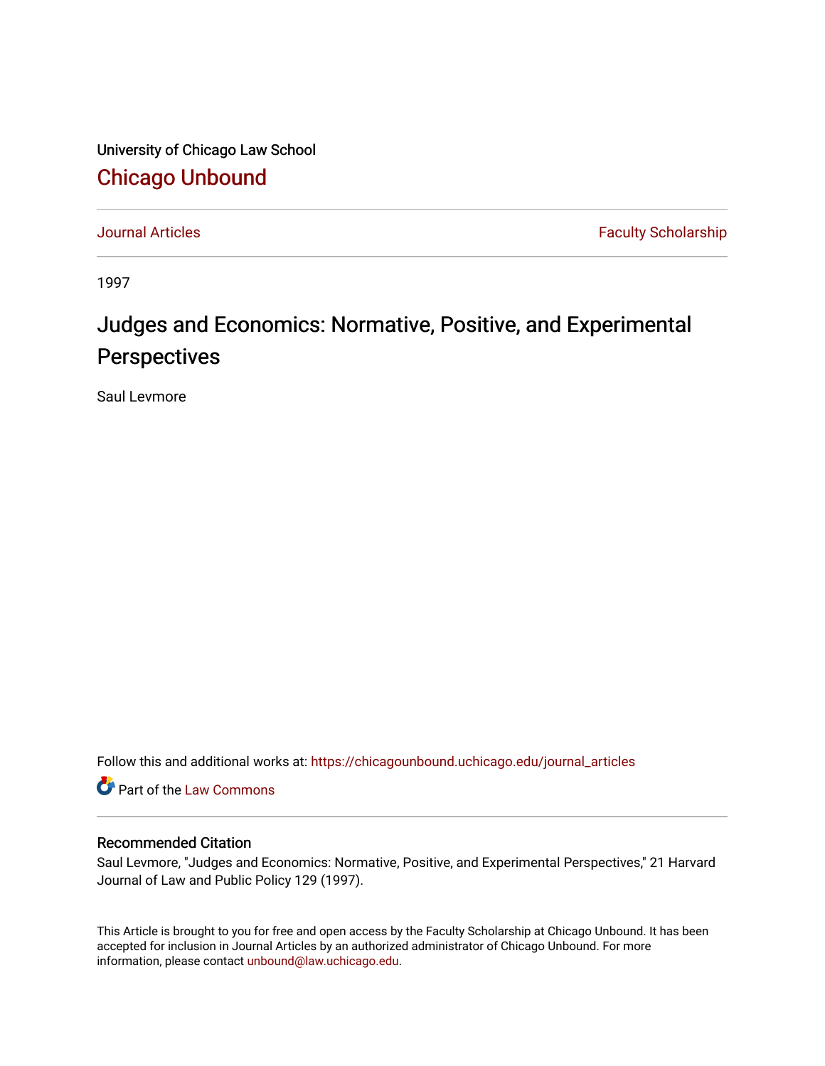University of Chicago Law School

## Chicago Unbound

Journal Articles | Faculty Scholarship

1997

# Judges and Economics: Normative, Positive, and Experimental Perspectives

Saul Levmore

Follow this and additional works at: https://chicagounbound.uchicago.edu/journal_articles

Part of the Law Commons

### Recommended Citation

Saul Levmore, "Judges and Economics: Normative, Positive, and Experimental Perspectives," 21 Harvard Journal of Law and Public Policy 129 (1997).

This Article is brought to you for free and open access by the Faculty Scholarship at Chicago Unbound. It has been accepted for inclusion in Journal Articles by an authorized administrator of Chicago Unbound. For more information, please contact unbound@law.uchicago.edu.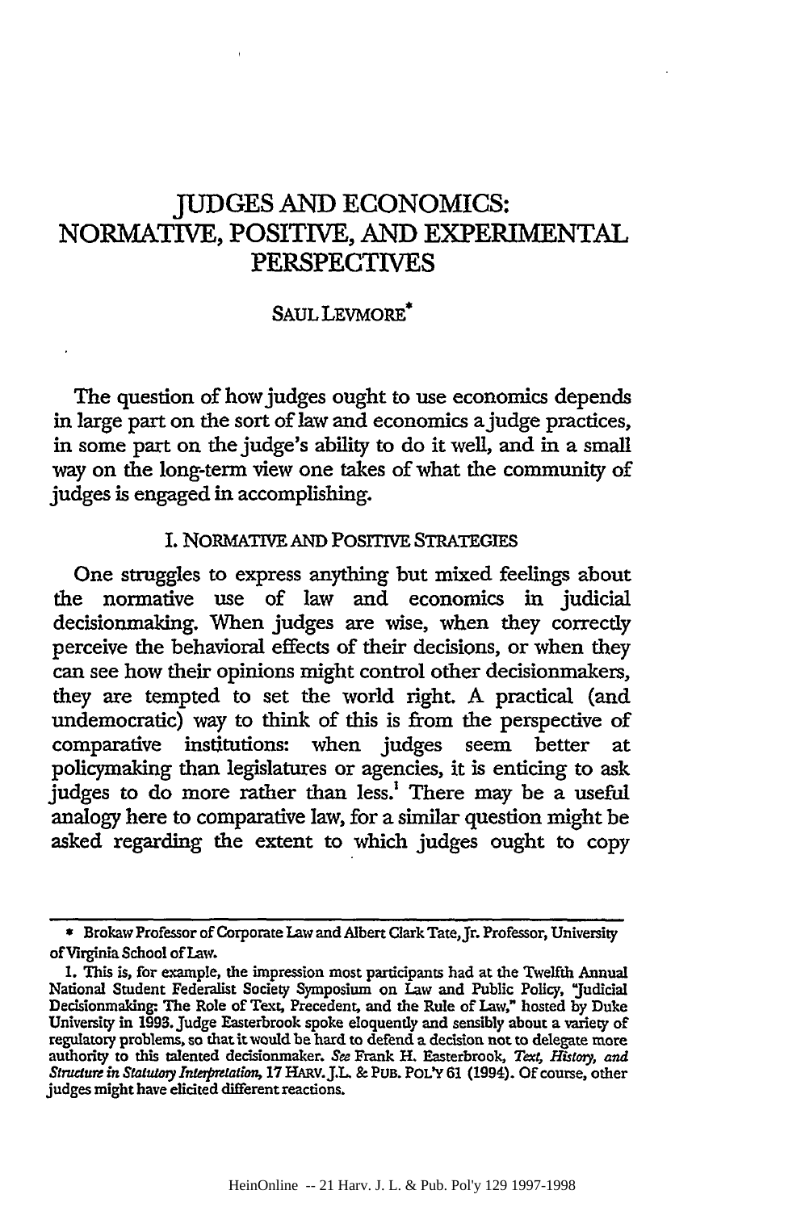# JUDGES AND ECONOMICS: NORMATIVE, POSITIVE, AND EXPERIMENTAL PERSPECTIVES

SAUL LEVMORE*

The question of how judges ought to use economics depends in large part on the sort of law and economics a judge practices, in some part on the judge's ability to do it well, and in a small way on the long-term view one takes of what the community of judges is engaged in accomplishing.

## I. NORMATIVE AND POSITIVE STRATEGIES

One struggles to express anything but mixed feelings about the normative use of law and economics in judicial decisionmaking. When judges are wise, when they correctly perceive the behavioral effects of their decisions, or when they can see how their opinions might control other decisionmakers, they are tempted to set the world right. A practical (and undemocratic) way to think of this is from the perspective of comparative institutions: when judges seem better at policymaking than legislatures or agencies, it is enticing to ask judges to do more rather than less.[1] There may be a useful analogy here to comparative law, for a similar question might be asked regarding the extent to which judges ought to copy

---

\* Brokaw Professor of Corporate Law and Albert Clark Tate, Jr. Professor, University of Virginia School of Law.

1. This is, for example, the impression most participants had at the Twelfth Annual National Student Federalist Society Symposium on Law and Public Policy, "Judicial Decisionmaking: The Role of Text, Precedent, and the Rule of Law," hosted by Duke University in 1993. Judge Easterbrook spoke eloquently and sensibly about a variety of regulatory problems, so that it would be hard to defend a decision not to delegate more authority to this talented decisionmaker. *See* Frank H. Easterbrook, *Text, History, and Structure in Statutory Interpretation*, 17 HARV. J.L. & PUB. POL'Y 61 (1994). Of course, other judges might have elicited different reactions.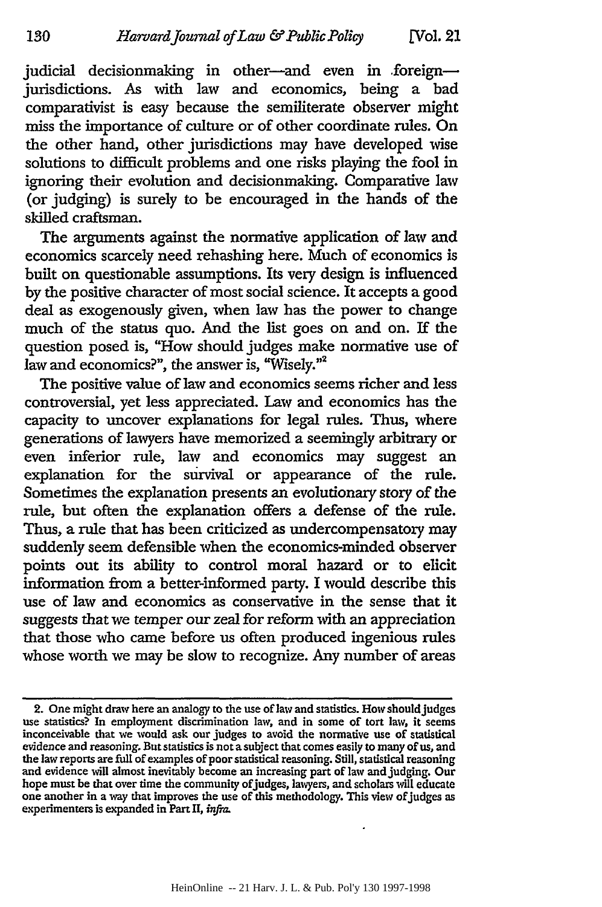judicial decisionmaking in other—and even in foreign—jurisdictions. As with law and economics, being a bad comparativist is easy because the semiliterate observer might miss the importance of culture or of other coordinate rules. On the other hand, other jurisdictions may have developed wise solutions to difficult problems and one risks playing the fool in ignoring their evolution and decisionmaking. Comparative law (or judging) is surely to be encouraged in the hands of the skilled craftsman.

The arguments against the normative application of law and economics scarcely need rehashing here. Much of economics is built on questionable assumptions. Its very design is influenced by the positive character of most social science. It accepts a good deal as exogenously given, when law has the power to change much of the status quo. And the list goes on and on. If the question posed is, "How should judges make normative use of law and economics?", the answer is, "Wisely."[2]

The positive value of law and economics seems richer and less controversial, yet less appreciated. Law and economics has the capacity to uncover explanations for legal rules. Thus, where generations of lawyers have memorized a seemingly arbitrary or even inferior rule, law and economics may suggest an explanation for the survival or appearance of the rule. Sometimes the explanation presents an evolutionary story of the rule, but often the explanation offers a defense of the rule. Thus, a rule that has been criticized as undercompensatory may suddenly seem defensible when the economics-minded observer points out its ability to control moral hazard or to elicit information from a better-informed party. I would describe this use of law and economics as conservative in the sense that it suggests that we temper our zeal for reform with an appreciation that those who came before us often produced ingenious rules whose worth we may be slow to recognize. Any number of areas

---

2. One might draw here an analogy to the use of law and statistics. How should judges use statistics? In employment discrimination law, and in some of tort law, it seems inconceivable that we would ask our judges to avoid the normative use of statistical evidence and reasoning. But statistics is not a subject that comes easily to many of us, and the law reports are full of examples of poor statistical reasoning. Still, statistical reasoning and evidence will almost inevitably become an increasing part of law and judging. Our hope must be that over time the community of judges, lawyers, and scholars will educate one another in a way that improves the use of this methodology. This view of judges as experimenters is expanded in Part II, *infra*.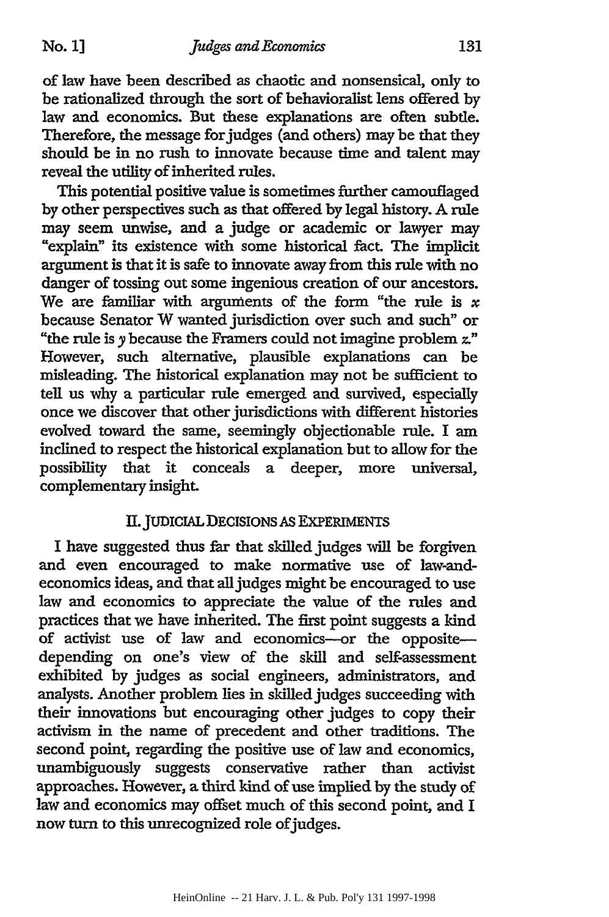of law have been described as chaotic and nonsensical, only to be rationalized through the sort of behavioralist lens offered by law and economics. But these explanations are often subtle. Therefore, the message for judges (and others) may be that they should be in no rush to innovate because time and talent may reveal the utility of inherited rules.

This potential positive value is sometimes further camouflaged by other perspectives such as that offered by legal history. A rule may seem unwise, and a judge or academic or lawyer may "explain" its existence with some historical fact. The implicit argument is that it is safe to innovate away from this rule with no danger of tossing out some ingenious creation of our ancestors. We are familiar with arguments of the form "the rule is *x* because Senator W wanted jurisdiction over such and such" or "the rule is *y* because the Framers could not imagine problem *z*." However, such alternative, plausible explanations can be misleading. The historical explanation may not be sufficient to tell us why a particular rule emerged and survived, especially once we discover that other jurisdictions with different histories evolved toward the same, seemingly objectionable rule. I am inclined to respect the historical explanation but to allow for the possibility that it conceals a deeper, more universal, complementary insight.

## II. JUDICIAL DECISIONS AS EXPERIMENTS

I have suggested thus far that skilled judges will be forgiven and even encouraged to make normative use of law-and-economics ideas, and that all judges might be encouraged to use law and economics to appreciate the value of the rules and practices that we have inherited. The first point suggests a kind of activist use of law and economics—or the opposite—depending on one's view of the skill and self-assessment exhibited by judges as social engineers, administrators, and analysts. Another problem lies in skilled judges succeeding with their innovations but encouraging other judges to copy their activism in the name of precedent and other traditions. The second point, regarding the positive use of law and economics, unambiguously suggests conservative rather than activist approaches. However, a third kind of use implied by the study of law and economics may offset much of this second point, and I now turn to this unrecognized role of judges.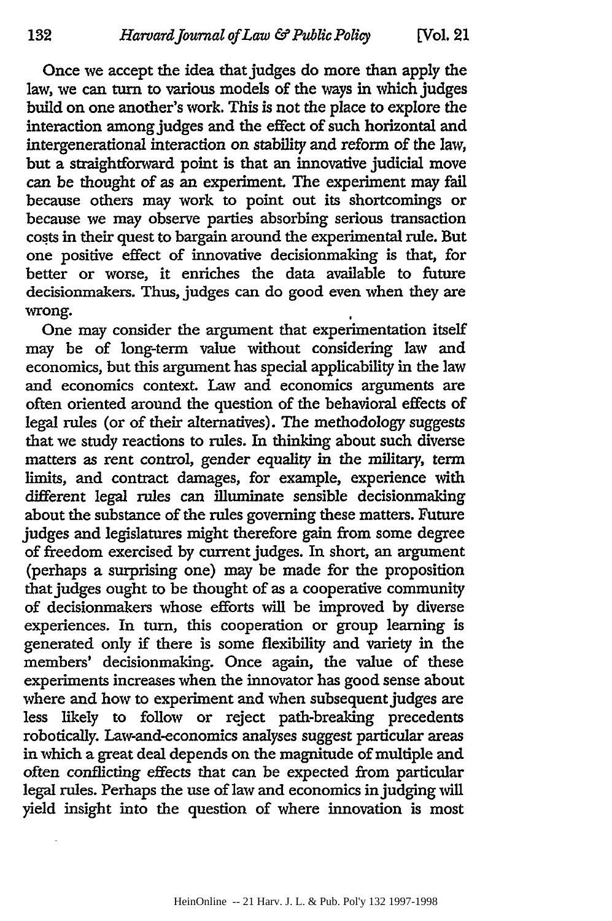Once we accept the idea that judges do more than apply the law, we can turn to various models of the ways in which judges build on one another's work. This is not the place to explore the interaction among judges and the effect of such horizontal and intergenerational interaction on stability and reform of the law, but a straightforward point is that an innovative judicial move can be thought of as an experiment. The experiment may fail because others may work to point out its shortcomings or because we may observe parties absorbing serious transaction costs in their quest to bargain around the experimental rule. But one positive effect of innovative decisionmaking is that, for better or worse, it enriches the data available to future decisionmakers. Thus, judges can do good even when they are wrong.

One may consider the argument that experimentation itself may be of long-term value without considering law and economics, but this argument has special applicability in the law and economics context. Law and economics arguments are often oriented around the question of the behavioral effects of legal rules (or of their alternatives). The methodology suggests that we study reactions to rules. In thinking about such diverse matters as rent control, gender equality in the military, term limits, and contract damages, for example, experience with different legal rules can illuminate sensible decisionmaking about the substance of the rules governing these matters. Future judges and legislatures might therefore gain from some degree of freedom exercised by current judges. In short, an argument (perhaps a surprising one) may be made for the proposition that judges ought to be thought of as a cooperative community of decisionmakers whose efforts will be improved by diverse experiences. In turn, this cooperation or group learning is generated only if there is some flexibility and variety in the members' decisionmaking. Once again, the value of these experiments increases when the innovator has good sense about where and how to experiment and when subsequent judges are less likely to follow or reject path-breaking precedents robotically. Law-and-economics analyses suggest particular areas in which a great deal depends on the magnitude of multiple and often conflicting effects that can be expected from particular legal rules. Perhaps the use of law and economics in judging will yield insight into the question of where innovation is most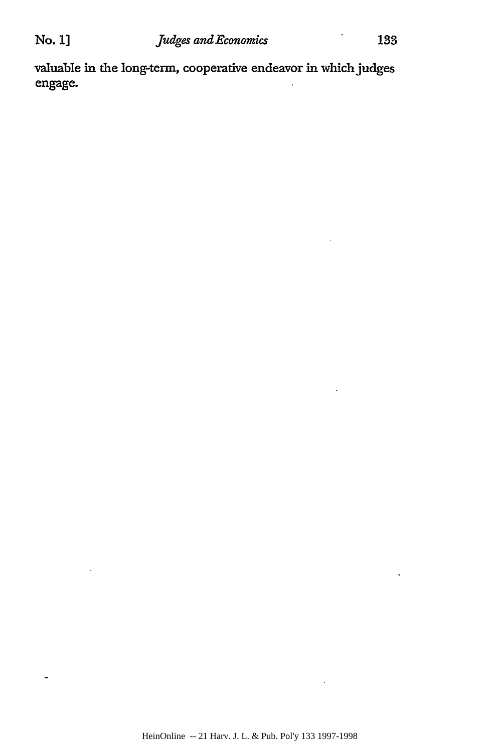valuable in the long-term, cooperative endeavor in which judges engage.